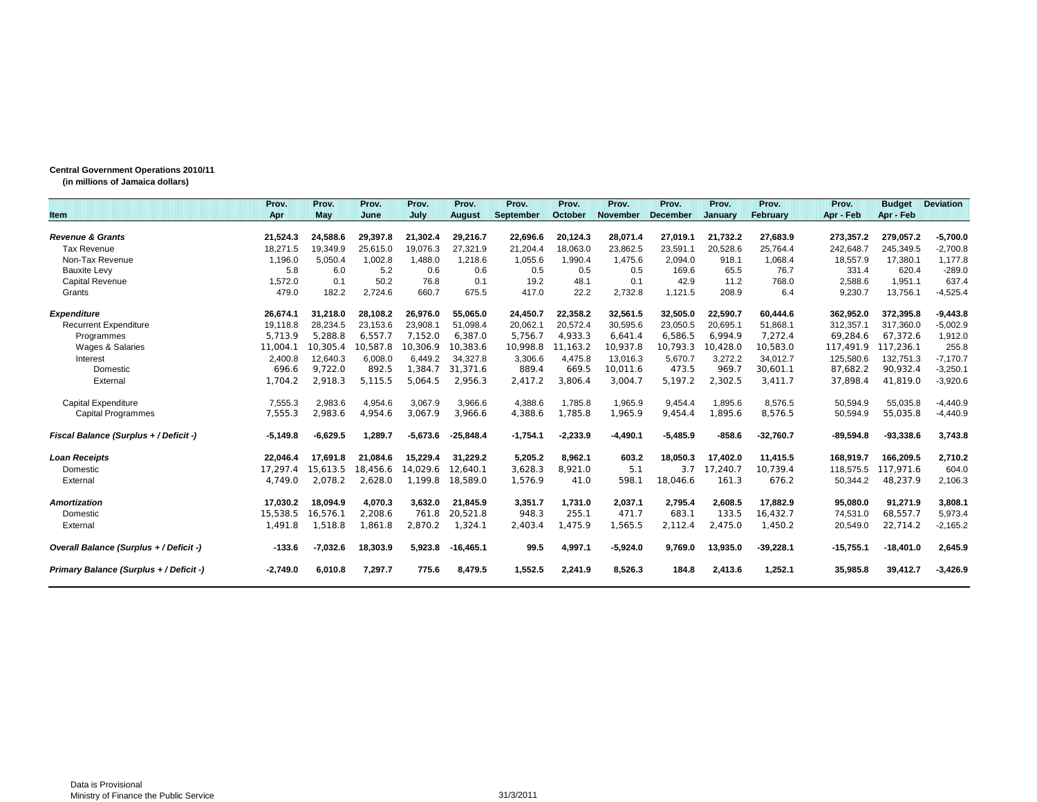**Central Government Operations 2010/11**
**(in millions of Jamaica dollars)**

| Item | Prov. Apr | Prov. May | Prov. June | Prov. July | Prov. August | Prov. September | Prov. October | Prov. November | Prov. December | Prov. January | Prov. February | Prov. Apr - Feb | Budget Apr - Feb | Deviation |
|---|---|---|---|---|---|---|---|---|---|---|---|---|---|---|
| ***Revenue & Grants*** | **21,524.3** | **24,588.6** | **29,397.8** | **21,302.4** | **29,216.7** | **22,696.6** | **20,124.3** | **28,071.4** | **27,019.1** | **21,732.2** | **27,683.9** | **273,357.2** | **279,057.2** | **-5,700.0** |
| Tax Revenue | 18,271.5 | 19,349.9 | 25,615.0 | 19,076.3 | 27,321.9 | 21,204.4 | 18,063.0 | 23,862.5 | 23,591.1 | 20,528.6 | 25,764.4 | 242,648.7 | 245,349.5 | -2,700.8 |
| Non-Tax Revenue | 1,196.0 | 5,050.4 | 1,002.8 | 1,488.0 | 1,218.6 | 1,055.6 | 1,990.4 | 1,475.6 | 2,094.0 | 918.1 | 1,068.4 | 18,557.9 | 17,380.1 | 1,177.8 |
| Bauxite Levy | 5.8 | 6.0 | 5.2 | 0.6 | 0.6 | 0.5 | 0.5 | 0.5 | 169.6 | 65.5 | 76.7 | 331.4 | 620.4 | -289.0 |
| Capital Revenue | 1,572.0 | 0.1 | 50.2 | 76.8 | 0.1 | 19.2 | 48.1 | 0.1 | 42.9 | 11.2 | 768.0 | 2,588.6 | 1,951.1 | 637.4 |
| Grants | 479.0 | 182.2 | 2,724.6 | 660.7 | 675.5 | 417.0 | 22.2 | 2,732.8 | 1,121.5 | 208.9 | 6.4 | 9,230.7 | 13,756.1 | -4,525.4 |
| ***Expenditure*** | **26,674.1** | **31,218.0** | **28,108.2** | **26,976.0** | **55,065.0** | **24,450.7** | **22,358.2** | **32,561.5** | **32,505.0** | **22,590.7** | **60,444.6** | **362,952.0** | **372,395.8** | **-9,443.8** |
| Recurrent Expenditure | 19,118.8 | 28,234.5 | 23,153.6 | 23,908.1 | 51,098.4 | 20,062.1 | 20,572.4 | 30,595.6 | 23,050.5 | 20,695.1 | 51,868.1 | 312,357.1 | 317,360.0 | -5,002.9 |
| Programmes | 5,713.9 | 5,288.8 | 6,557.7 | 7,152.0 | 6,387.0 | 5,756.7 | 4,933.3 | 6,641.4 | 6,586.5 | 6,994.9 | 7,272.4 | 69,284.6 | 67,372.6 | 1,912.0 |
| Wages & Salaries | 11,004.1 | 10,305.4 | 10,587.8 | 10,306.9 | 10,383.6 | 10,998.8 | 11,163.2 | 10,937.8 | 10,793.3 | 10,428.0 | 10,583.0 | 117,491.9 | 117,236.1 | 255.8 |
| Interest | 2,400.8 | 12,640.3 | 6,008.0 | 6,449.2 | 34,327.8 | 3,306.6 | 4,475.8 | 13,016.3 | 5,670.7 | 3,272.2 | 34,012.7 | 125,580.6 | 132,751.3 | -7,170.7 |
| Domestic | 696.6 | 9,722.0 | 892.5 | 1,384.7 | 31,371.6 | 889.4 | 669.5 | 10,011.6 | 473.5 | 969.7 | 30,601.1 | 87,682.2 | 90,932.4 | -3,250.1 |
| External | 1,704.2 | 2,918.3 | 5,115.5 | 5,064.5 | 2,956.3 | 2,417.2 | 3,806.4 | 3,004.7 | 5,197.2 | 2,302.5 | 3,411.7 | 37,898.4 | 41,819.0 | -3,920.6 |
| Capital Expenditure | 7,555.3 | 2,983.6 | 4,954.6 | 3,067.9 | 3,966.6 | 4,388.6 | 1,785.8 | 1,965.9 | 9,454.4 | 1,895.6 | 8,576.5 | 50,594.9 | 55,035.8 | -4,440.9 |
| Capital Programmes | 7,555.3 | 2,983.6 | 4,954.6 | 3,067.9 | 3,966.6 | 4,388.6 | 1,785.8 | 1,965.9 | 9,454.4 | 1,895.6 | 8,576.5 | 50,594.9 | 55,035.8 | -4,440.9 |
| ***Fiscal Balance (Surplus + / Deficit -)*** | **-5,149.8** | **-6,629.5** | **1,289.7** | **-5,673.6** | **-25,848.4** | **-1,754.1** | **-2,233.9** | **-4,490.1** | **-5,485.9** | **-858.6** | **-32,760.7** | **-89,594.8** | **-93,338.6** | **3,743.8** |
| ***Loan Receipts*** | **22,046.4** | **17,691.8** | **21,084.6** | **15,229.4** | **31,229.2** | **5,205.2** | **8,962.1** | **603.2** | **18,050.3** | **17,402.0** | **11,415.5** | **168,919.7** | **166,209.5** | **2,710.2** |
| Domestic | 17,297.4 | 15,613.5 | 18,456.6 | 14,029.6 | 12,640.1 | 3,628.3 | 8,921.0 | 5.1 | 3.7 | 17,240.7 | 10,739.4 | 118,575.5 | 117,971.6 | 604.0 |
| External | 4,749.0 | 2,078.2 | 2,628.0 | 1,199.8 | 18,589.0 | 1,576.9 | 41.0 | 598.1 | 18,046.6 | 161.3 | 676.2 | 50,344.2 | 48,237.9 | 2,106.3 |
| ***Amortization*** | **17,030.2** | **18,094.9** | **4,070.3** | **3,632.0** | **21,845.9** | **3,351.7** | **1,731.0** | **2,037.1** | **2,795.4** | **2,608.5** | **17,882.9** | **95,080.0** | **91,271.9** | **3,808.1** |
| Domestic | 15,538.5 | 16,576.1 | 2,208.6 | 761.8 | 20,521.8 | 948.3 | 255.1 | 471.7 | 683.1 | 133.5 | 16,432.7 | 74,531.0 | 68,557.7 | 5,973.4 |
| External | 1,491.8 | 1,518.8 | 1,861.8 | 2,870.2 | 1,324.1 | 2,403.4 | 1,475.9 | 1,565.5 | 2,112.4 | 2,475.0 | 1,450.2 | 20,549.0 | 22,714.2 | -2,165.2 |
| ***Overall Balance (Surplus + / Deficit -)*** | **-133.6** | **-7,032.6** | **18,303.9** | **5,923.8** | **-16,465.1** | **99.5** | **4,997.1** | **-5,924.0** | **9,769.0** | **13,935.0** | **-39,228.1** | **-15,755.1** | **-18,401.0** | **2,645.9** |
| ***Primary Balance (Surplus + / Deficit -)*** | **-2,749.0** | **6,010.8** | **7,297.7** | **775.6** | **8,479.5** | **1,552.5** | **2,241.9** | **8,526.3** | **184.8** | **2,413.6** | **1,252.1** | **35,985.8** | **39,412.7** | **-3,426.9** |

Data is Provisional
Ministry of Finance the Public Service

31/3/2011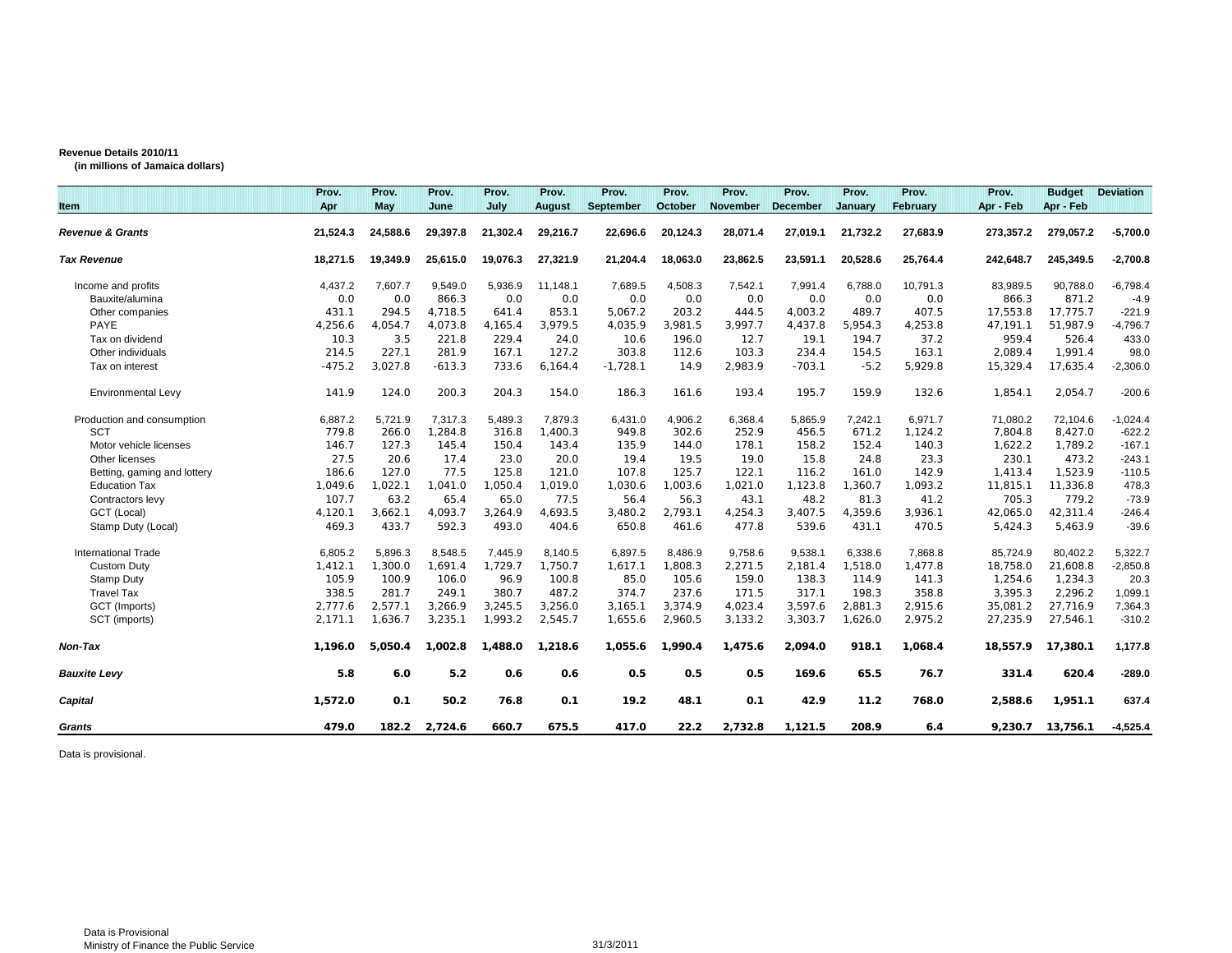**Revenue Details 2010/11**
**(in millions of Jamaica dollars)**

| Item | Prov. Apr | Prov. May | Prov. June | Prov. July | Prov. August | Prov. September | Prov. October | Prov. November | Prov. December | Prov. January | Prov. February | Prov. Apr - Feb | Budget Apr - Feb | Deviation |
|---|---|---|---|---|---|---|---|---|---|---|---|---|---|---|
| ***Revenue & Grants*** | **21,524.3** | **24,588.6** | **29,397.8** | **21,302.4** | **29,216.7** | **22,696.6** | **20,124.3** | **28,071.4** | **27,019.1** | **21,732.2** | **27,683.9** | **273,357.2** | **279,057.2** | **-5,700.0** |
| ***Tax Revenue*** | **18,271.5** | **19,349.9** | **25,615.0** | **19,076.3** | **27,321.9** | **21,204.4** | **18,063.0** | **23,862.5** | **23,591.1** | **20,528.6** | **25,764.4** | **242,648.7** | **245,349.5** | **-2,700.8** |
| Income and profits | 4,437.2 | 7,607.7 | 9,549.0 | 5,936.9 | 11,148.1 | 7,689.5 | 4,508.3 | 7,542.1 | 7,991.4 | 6,788.0 | 10,791.3 | 83,989.5 | 90,788.0 | -6,798.4 |
| Bauxite/alumina | 0.0 | 0.0 | 866.3 | 0.0 | 0.0 | 0.0 | 0.0 | 0.0 | 0.0 | 0.0 | 0.0 | 866.3 | 871.2 | -4.9 |
| Other companies | 431.1 | 294.5 | 4,718.5 | 641.4 | 853.1 | 5,067.2 | 203.2 | 444.5 | 4,003.2 | 489.7 | 407.5 | 17,553.8 | 17,775.7 | -221.9 |
| PAYE | 4,256.6 | 4,054.7 | 4,073.8 | 4,165.4 | 3,979.5 | 4,035.9 | 3,981.5 | 3,997.7 | 4,437.8 | 5,954.3 | 4,253.8 | 47,191.1 | 51,987.9 | -4,796.7 |
| Tax on dividend | 10.3 | 3.5 | 221.8 | 229.4 | 24.0 | 10.6 | 196.0 | 12.7 | 19.1 | 194.7 | 37.2 | 959.4 | 526.4 | 433.0 |
| Other individuals | 214.5 | 227.1 | 281.9 | 167.1 | 127.2 | 303.8 | 112.6 | 103.3 | 234.4 | 154.5 | 163.1 | 2,089.4 | 1,991.4 | 98.0 |
| Tax on interest | -475.2 | 3,027.8 | -613.3 | 733.6 | 6,164.4 | -1,728.1 | 14.9 | 2,983.9 | -703.1 | -5.2 | 5,929.8 | 15,329.4 | 17,635.4 | -2,306.0 |
| Environmental Levy | 141.9 | 124.0 | 200.3 | 204.3 | 154.0 | 186.3 | 161.6 | 193.4 | 195.7 | 159.9 | 132.6 | 1,854.1 | 2,054.7 | -200.6 |
| Production and consumption | 6,887.2 | 5,721.9 | 7,317.3 | 5,489.3 | 7,879.3 | 6,431.0 | 4,906.2 | 6,368.4 | 5,865.9 | 7,242.1 | 6,971.7 | 71,080.2 | 72,104.6 | -1,024.4 |
| SCT | 779.8 | 266.0 | 1,284.8 | 316.8 | 1,400.3 | 949.8 | 302.6 | 252.9 | 456.5 | 671.2 | 1,124.2 | 7,804.8 | 8,427.0 | -622.2 |
| Motor vehicle licenses | 146.7 | 127.3 | 145.4 | 150.4 | 143.4 | 135.9 | 144.0 | 178.1 | 158.2 | 152.4 | 140.3 | 1,622.2 | 1,789.2 | -167.1 |
| Other licenses | 27.5 | 20.6 | 17.4 | 23.0 | 20.0 | 19.4 | 19.5 | 19.0 | 15.8 | 24.8 | 23.3 | 230.1 | 473.2 | -243.1 |
| Betting, gaming and lottery | 186.6 | 127.0 | 77.5 | 125.8 | 121.0 | 107.8 | 125.7 | 122.1 | 116.2 | 161.0 | 142.9 | 1,413.4 | 1,523.9 | -110.5 |
| Education Tax | 1,049.6 | 1,022.1 | 1,041.0 | 1,050.4 | 1,019.0 | 1,030.6 | 1,003.6 | 1,021.0 | 1,123.8 | 1,360.7 | 1,093.2 | 11,815.1 | 11,336.8 | 478.3 |
| Contractors levy | 107.7 | 63.2 | 65.4 | 65.0 | 77.5 | 56.4 | 56.3 | 43.1 | 48.2 | 81.3 | 41.2 | 705.3 | 779.2 | -73.9 |
| GCT (Local) | 4,120.1 | 3,662.1 | 4,093.7 | 3,264.9 | 4,693.5 | 3,480.2 | 2,793.1 | 4,254.3 | 3,407.5 | 4,359.6 | 3,936.1 | 42,065.0 | 42,311.4 | -246.4 |
| Stamp Duty (Local) | 469.3 | 433.7 | 592.3 | 493.0 | 404.6 | 650.8 | 461.6 | 477.8 | 539.6 | 431.1 | 470.5 | 5,424.3 | 5,463.9 | -39.6 |
| International Trade | 6,805.2 | 5,896.3 | 8,548.5 | 7,445.9 | 8,140.5 | 6,897.5 | 8,486.9 | 9,758.6 | 9,538.1 | 6,338.6 | 7,868.8 | 85,724.9 | 80,402.2 | 5,322.7 |
| Custom Duty | 1,412.1 | 1,300.0 | 1,691.4 | 1,729.7 | 1,750.7 | 1,617.1 | 1,808.3 | 2,271.5 | 2,181.4 | 1,518.0 | 1,477.8 | 18,758.0 | 21,608.8 | -2,850.8 |
| Stamp Duty | 105.9 | 100.9 | 106.0 | 96.9 | 100.8 | 85.0 | 105.6 | 159.0 | 138.3 | 114.9 | 141.3 | 1,254.6 | 1,234.3 | 20.3 |
| Travel Tax | 338.5 | 281.7 | 249.1 | 380.7 | 487.2 | 374.7 | 237.6 | 171.5 | 317.1 | 198.3 | 358.8 | 3,395.3 | 2,296.2 | 1,099.1 |
| GCT (Imports) | 2,777.6 | 2,577.1 | 3,266.9 | 3,245.5 | 3,256.0 | 3,165.1 | 3,374.9 | 4,023.4 | 3,597.6 | 2,881.3 | 2,915.6 | 35,081.2 | 27,716.9 | 7,364.3 |
| SCT (imports) | 2,171.1 | 1,636.7 | 3,235.1 | 1,993.2 | 2,545.7 | 1,655.6 | 2,960.5 | 3,133.2 | 3,303.7 | 1,626.0 | 2,975.2 | 27,235.9 | 27,546.1 | -310.2 |
| ***Non-Tax*** | **1,196.0** | **5,050.4** | **1,002.8** | **1,488.0** | **1,218.6** | **1,055.6** | **1,990.4** | **1,475.6** | **2,094.0** | **918.1** | **1,068.4** | **18,557.9** | **17,380.1** | **1,177.8** |
| ***Bauxite Levy*** | **5.8** | **6.0** | **5.2** | **0.6** | **0.6** | **0.5** | **0.5** | **0.5** | **169.6** | **65.5** | **76.7** | **331.4** | **620.4** | **-289.0** |
| ***Capital*** | **1,572.0** | **0.1** | **50.2** | **76.8** | **0.1** | **19.2** | **48.1** | **0.1** | **42.9** | **11.2** | **768.0** | **2,588.6** | **1,951.1** | **637.4** |
| ***Grants*** | **479.0** | **182.2** | **2,724.6** | **660.7** | **675.5** | **417.0** | **22.2** | **2,732.8** | **1,121.5** | **208.9** | **6.4** | **9,230.7** | **13,756.1** | **-4,525.4** |

Data is provisional.

Data is Provisional
Ministry of Finance the Public Service

31/3/2011